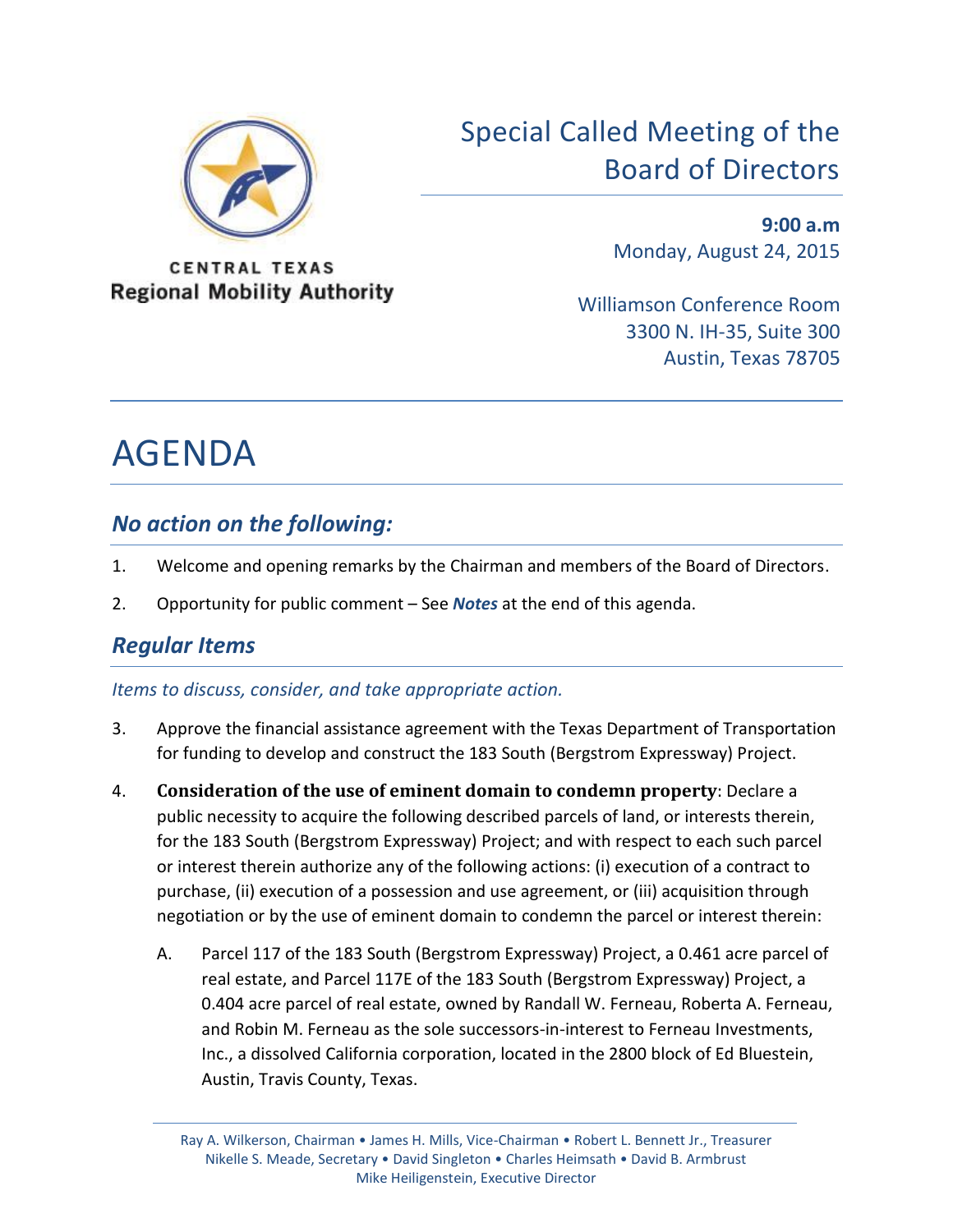CENTRAL TEXAS
**Regional Mobility Authority**

# Special Called Meeting of the Board of Directors

**9:00 a.m**
Monday, August 24, 2015

Williamson Conference Room
3300 N. IH-35, Suite 300
Austin, Texas 78705

# AGENDA

## *No action on the following:*

1. Welcome and opening remarks by the Chairman and members of the Board of Directors.
2. Opportunity for public comment – See ***Notes*** at the end of this agenda.

## *Regular Items*

*Items to discuss, consider, and take appropriate action.*

3. Approve the financial assistance agreement with the Texas Department of Transportation for funding to develop and construct the 183 South (Bergstrom Expressway) Project.
4. **Consideration of the use of eminent domain to condemn property**: Declare a public necessity to acquire the following described parcels of land, or interests therein, for the 183 South (Bergstrom Expressway) Project; and with respect to each such parcel or interest therein authorize any of the following actions: (i) execution of a contract to purchase, (ii) execution of a possession and use agreement, or (iii) acquisition through negotiation or by the use of eminent domain to condemn the parcel or interest therein:

    A. Parcel 117 of the 183 South (Bergstrom Expressway) Project, a 0.461 acre parcel of real estate, and Parcel 117E of the 183 South (Bergstrom Expressway) Project, a 0.404 acre parcel of real estate, owned by Randall W. Ferneau, Roberta A. Ferneau, and Robin M. Ferneau as the sole successors-in-interest to Ferneau Investments, Inc., a dissolved California corporation, located in the 2800 block of Ed Bluestein, Austin, Travis County, Texas.

Ray A. Wilkerson, Chairman • James H. Mills, Vice-Chairman • Robert L. Bennett Jr., Treasurer
Nikelle S. Meade, Secretary • David Singleton • Charles Heimsath • David B. Armbrust
Mike Heiligenstein, Executive Director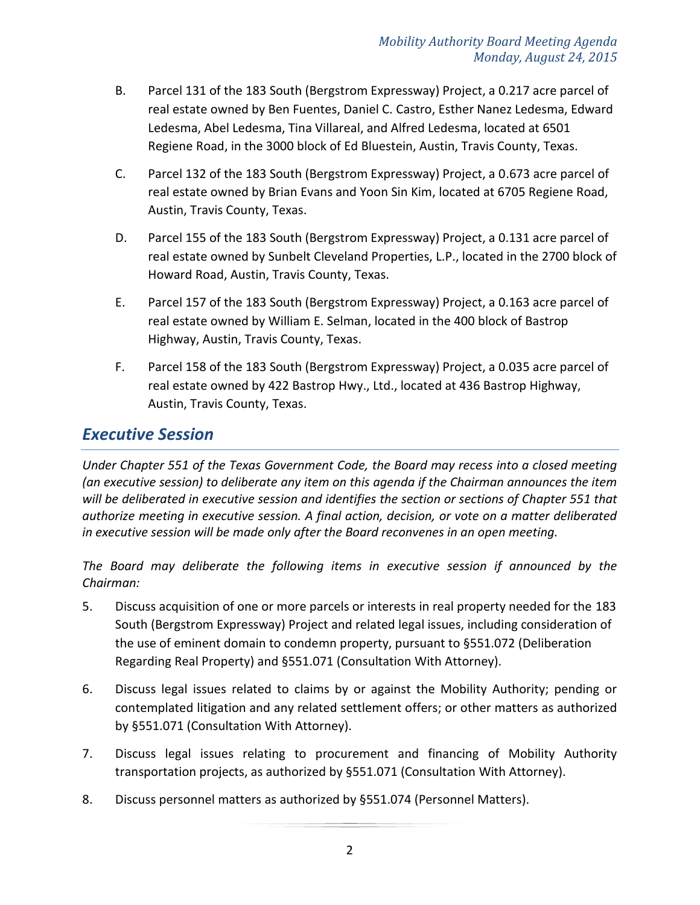B. Parcel 131 of the 183 South (Bergstrom Expressway) Project, a 0.217 acre parcel of real estate owned by Ben Fuentes, Daniel C. Castro, Esther Nanez Ledesma, Edward Ledesma, Abel Ledesma, Tina Villareal, and Alfred Ledesma, located at 6501 Regiene Road, in the 3000 block of Ed Bluestein, Austin, Travis County, Texas.

C. Parcel 132 of the 183 South (Bergstrom Expressway) Project, a 0.673 acre parcel of real estate owned by Brian Evans and Yoon Sin Kim, located at 6705 Regiene Road, Austin, Travis County, Texas.

D. Parcel 155 of the 183 South (Bergstrom Expressway) Project, a 0.131 acre parcel of real estate owned by Sunbelt Cleveland Properties, L.P., located in the 2700 block of Howard Road, Austin, Travis County, Texas.

E. Parcel 157 of the 183 South (Bergstrom Expressway) Project, a 0.163 acre parcel of real estate owned by William E. Selman, located in the 400 block of Bastrop Highway, Austin, Travis County, Texas.

F. Parcel 158 of the 183 South (Bergstrom Expressway) Project, a 0.035 acre parcel of real estate owned by 422 Bastrop Hwy., Ltd., located at 436 Bastrop Highway, Austin, Travis County, Texas.

## *Executive Session*

*Under Chapter 551 of the Texas Government Code, the Board may recess into a closed meeting (an executive session) to deliberate any item on this agenda if the Chairman announces the item will be deliberated in executive session and identifies the section or sections of Chapter 551 that authorize meeting in executive session. A final action, decision, or vote on a matter deliberated in executive session will be made only after the Board reconvenes in an open meeting.*

*The Board may deliberate the following items in executive session if announced by the Chairman:*

5. Discuss acquisition of one or more parcels or interests in real property needed for the 183 South (Bergstrom Expressway) Project and related legal issues, including consideration of the use of eminent domain to condemn property, pursuant to §551.072 (Deliberation Regarding Real Property) and §551.071 (Consultation With Attorney).

6. Discuss legal issues related to claims by or against the Mobility Authority; pending or contemplated litigation and any related settlement offers; or other matters as authorized by §551.071 (Consultation With Attorney).

7. Discuss legal issues relating to procurement and financing of Mobility Authority transportation projects, as authorized by §551.071 (Consultation With Attorney).

8. Discuss personnel matters as authorized by §551.074 (Personnel Matters).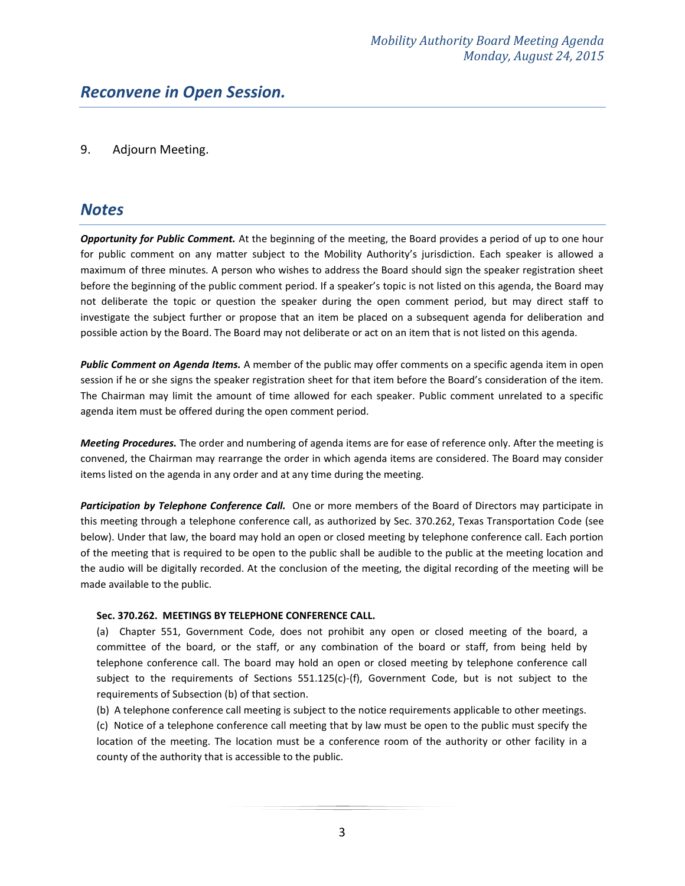## *Reconvene in Open Session.*

9. Adjourn Meeting.

## *Notes*

***Opportunity for Public Comment.*** At the beginning of the meeting, the Board provides a period of up to one hour for public comment on any matter subject to the Mobility Authority's jurisdiction. Each speaker is allowed a maximum of three minutes. A person who wishes to address the Board should sign the speaker registration sheet before the beginning of the public comment period. If a speaker's topic is not listed on this agenda, the Board may not deliberate the topic or question the speaker during the open comment period, but may direct staff to investigate the subject further or propose that an item be placed on a subsequent agenda for deliberation and possible action by the Board. The Board may not deliberate or act on an item that is not listed on this agenda.

***Public Comment on Agenda Items.*** A member of the public may offer comments on a specific agenda item in open session if he or she signs the speaker registration sheet for that item before the Board's consideration of the item. The Chairman may limit the amount of time allowed for each speaker. Public comment unrelated to a specific agenda item must be offered during the open comment period.

***Meeting Procedures.*** The order and numbering of agenda items are for ease of reference only. After the meeting is convened, the Chairman may rearrange the order in which agenda items are considered. The Board may consider items listed on the agenda in any order and at any time during the meeting.

***Participation by Telephone Conference Call.*** One or more members of the Board of Directors may participate in this meeting through a telephone conference call, as authorized by Sec. 370.262, Texas Transportation Code (see below). Under that law, the board may hold an open or closed meeting by telephone conference call. Each portion of the meeting that is required to be open to the public shall be audible to the public at the meeting location and the audio will be digitally recorded. At the conclusion of the meeting, the digital recording of the meeting will be made available to the public.

> **Sec. 370.262. MEETINGS BY TELEPHONE CONFERENCE CALL.**
>
> (a) Chapter 551, Government Code, does not prohibit any open or closed meeting of the board, a committee of the board, or the staff, or any combination of the board or staff, from being held by telephone conference call. The board may hold an open or closed meeting by telephone conference call subject to the requirements of Sections 551.125(c)-(f), Government Code, but is not subject to the requirements of Subsection (b) of that section.
>
> (b) A telephone conference call meeting is subject to the notice requirements applicable to other meetings.
>
> (c) Notice of a telephone conference call meeting that by law must be open to the public must specify the location of the meeting. The location must be a conference room of the authority or other facility in a county of the authority that is accessible to the public.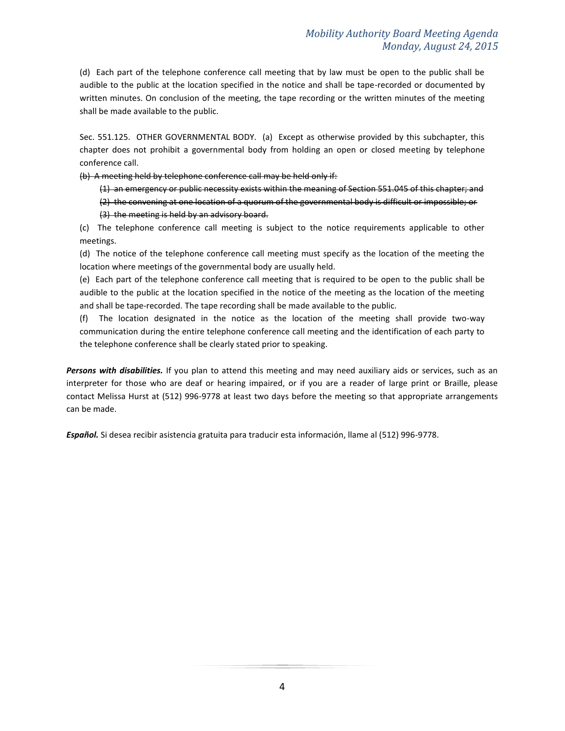(d) Each part of the telephone conference call meeting that by law must be open to the public shall be audible to the public at the location specified in the notice and shall be tape-recorded or documented by written minutes. On conclusion of the meeting, the tape recording or the written minutes of the meeting shall be made available to the public.

Sec. 551.125. OTHER GOVERNMENTAL BODY. (a) Except as otherwise provided by this subchapter, this chapter does not prohibit a governmental body from holding an open or closed meeting by telephone conference call.

~~(b) A meeting held by telephone conference call may be held only if:~~

~~(1) an emergency or public necessity exists within the meaning of Section 551.045 of this chapter; and~~

~~(2) the convening at one location of a quorum of the governmental body is difficult or impossible; or~~

~~(3) the meeting is held by an advisory board.~~

(c) The telephone conference call meeting is subject to the notice requirements applicable to other meetings.

(d) The notice of the telephone conference call meeting must specify as the location of the meeting the location where meetings of the governmental body are usually held.

(e) Each part of the telephone conference call meeting that is required to be open to the public shall be audible to the public at the location specified in the notice of the meeting as the location of the meeting and shall be tape-recorded. The tape recording shall be made available to the public.

(f) The location designated in the notice as the location of the meeting shall provide two-way communication during the entire telephone conference call meeting and the identification of each party to the telephone conference shall be clearly stated prior to speaking.

***Persons with disabilities.*** If you plan to attend this meeting and may need auxiliary aids or services, such as an interpreter for those who are deaf or hearing impaired, or if you are a reader of large print or Braille, please contact Melissa Hurst at (512) 996-9778 at least two days before the meeting so that appropriate arrangements can be made.

***Español.*** Si desea recibir asistencia gratuita para traducir esta información, llame al (512) 996-9778.